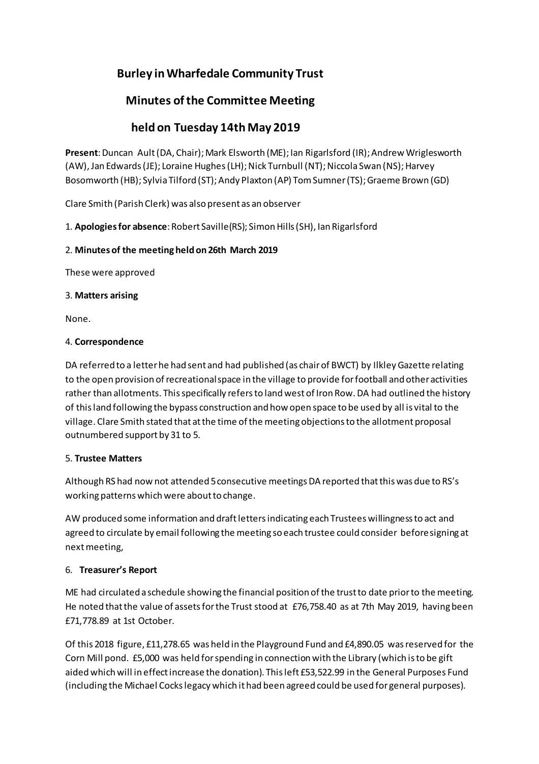# Burley in Wharfedale Community Trust

## Minutes of the Committee Meeting

## held on Tuesday 14th May 2019

**Present**: Duncan Ault (DA, Chair); Mark Elsworth (ME); Ian Rigarlsford (IR); Andrew Wriglesworth (AW), Jan Edwards (JE); Loraine Hughes (LH); Nick Turnbull (NT); Niccola Swan (NS); Harvey Bosomworth (HB); Sylvia Tilford (ST); Andy Plaxton (AP) Tom Sumner (TS); Graeme Brown (GD)

Clare Smith (Parish Clerk) was also present as an observer

1. **Apologies for absence**: Robert Saville(RS); Simon Hills (SH), Ian Rigarlsford

2. **Minutes of the meeting held on 26th March 2019**

These were approved

3. **Matters arising**

None.

4. **Correspondence**

DA referred to a letter he had sent and had published (as chair of BWCT) by Ilkley Gazette relating to the open provision of recreational space in the village to provide for football and other activities rather than allotments. This specifically refers to land west of Iron Row. DA had outlined the history of this land following the bypass construction and how open space to be used by all is vital to the village. Clare Smith stated that at the time of the meeting objections to the allotment proposal outnumbered support by 31 to 5.

5. **Trustee Matters**

Although RS had now not attended 5 consecutive meetings DA reported that this was due to RS's working patterns which were about to change.

AW produced some information and draft letters indicating each Trustees willingness to act and agreed to circulate by email following the meeting so each trustee could consider before signing at next meeting,

6. **Treasurer's Report**

ME had circulated a schedule showing the financial position of the trust to date prior to the meeting. He noted that the value of assets for the Trust stood at £76,758.40 as at 7th May 2019, having been £71,778.89 at 1st October.

Of this 2018 figure, £11,278.65 was held in the Playground Fund and £4,890.05 was reserved for the Corn Mill pond. £5,000 was held for spending in connection with the Library (which is to be gift aided which will in effect increase the donation). This left £53,522.99 in the General Purposes Fund (including the Michael Cocks legacy which it had been agreed could be used for general purposes).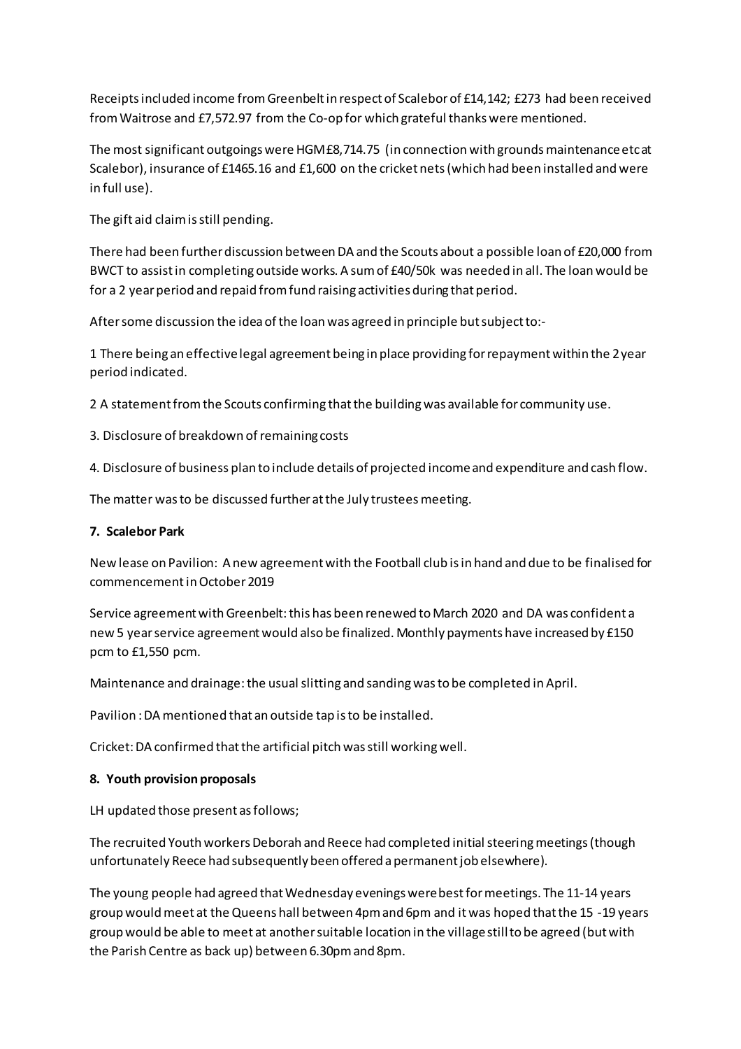Receipts included income from Greenbelt in respect of Scalebor of £14,142; £273 had been received from Waitrose and £7,572.97 from the Co-op for which grateful thanks were mentioned.

The most significant outgoings were HGM £8,714.75 (in connection with grounds maintenance etc at Scalebor), insurance of £1465.16 and £1,600 on the cricket nets (which had been installed and were in full use).

The gift aid claim is still pending.

There had been further discussion between DA and the Scouts about a possible loan of £20,000 from BWCT to assist in completing outside works. A sum of £40/50k was needed in all. The loan would be for a 2 year period and repaid from fund raising activities during that period.

After some discussion the idea of the loan was agreed in principle but subject to:-

1 There being an effective legal agreement being in place providing for repayment within the 2 year period indicated.

2 A statement from the Scouts confirming that the building was available for community use.

3. Disclosure of breakdown of remaining costs

4. Disclosure of business plan to include details of projected income and expenditure and cash flow.

The matter was to be discussed further at the July trustees meeting.

**7. Scalebor Park**

New lease on Pavilion: A new agreement with the Football club is in hand and due to be finalised for commencement in October 2019

Service agreement with Greenbelt: this has been renewed to March 2020 and DA was confident a new 5 year service agreement would also be finalized. Monthly payments have increased by £150 pcm to £1,550 pcm.

Maintenance and drainage: the usual slitting and sanding was to be completed in April.

Pavilion : DA mentioned that an outside tap is to be installed.

Cricket: DA confirmed that the artificial pitch was still working well.

**8. Youth provision proposals**

LH updated those present as follows;

The recruited Youth workers Deborah and Reece had completed initial steering meetings (though unfortunately Reece had subsequently been offered a permanent job elsewhere).

The young people had agreed that Wednesday evenings were best for meetings. The 11-14 years group would meet at the Queens hall between 4pm and 6pm and it was hoped that the 15 -19 years group would be able to meet at another suitable location in the village still to be agreed (but with the Parish Centre as back up) between 6.30pm and 8pm.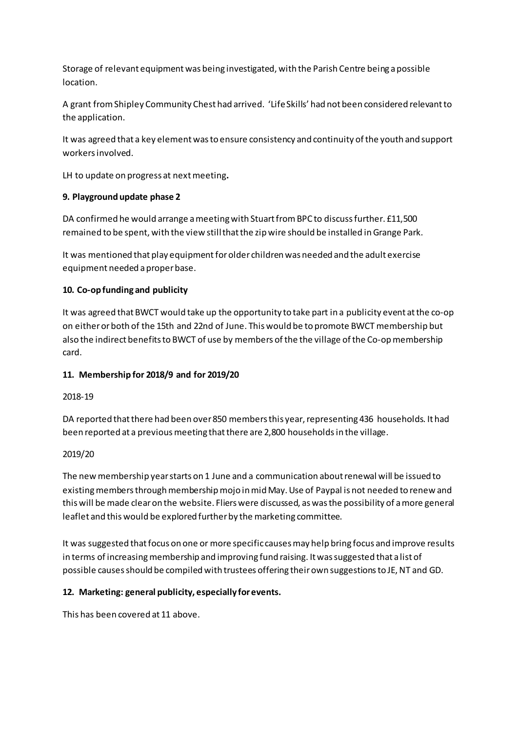Storage of relevant equipment was being investigated, with the Parish Centre being a possible location.

A grant from Shipley Community Chest had arrived. 'Life Skills' had not been considered relevant to the application.

It was agreed that a key element was to ensure consistency and continuity of the youth and support workers involved.

LH to update on progress at next meeting.

**9. Playground update phase 2**

DA confirmed he would arrange a meeting with Stuart from BPC to discuss further. £11,500 remained to be spent, with the view still that the zip wire should be installed in Grange Park.

It was mentioned that play equipment for older children was needed and the adult exercise equipment needed a proper base.

**10. Co-op funding and publicity**

It was agreed that BWCT would take up the opportunity to take part in a publicity event at the co-op on either or both of the 15th and 22nd of June. This would be to promote BWCT membership but also the indirect benefits to BWCT of use by members of the the village of the Co-op membership card.

**11. Membership for 2018/9 and for 2019/20**

2018-19

DA reported that there had been over 850 members this year, representing 436 households. It had been reported at a previous meeting that there are 2,800 households in the village.

2019/20

The new membership year starts on 1 June and a communication about renewal will be issued to existing members through membership mojo in mid May. Use of Paypal is not needed to renew and this will be made clear on the website. Fliers were discussed, as was the possibility of a more general leaflet and this would be explored further by the marketing committee.

It was suggested that focus on one or more specific causes may help bring focus and improve results in terms of increasing membership and improving fund raising. It was suggested that a list of possible causes should be compiled with trustees offering their own suggestions to JE, NT and GD.

**12. Marketing: general publicity, especially for events.**

This has been covered at 11 above.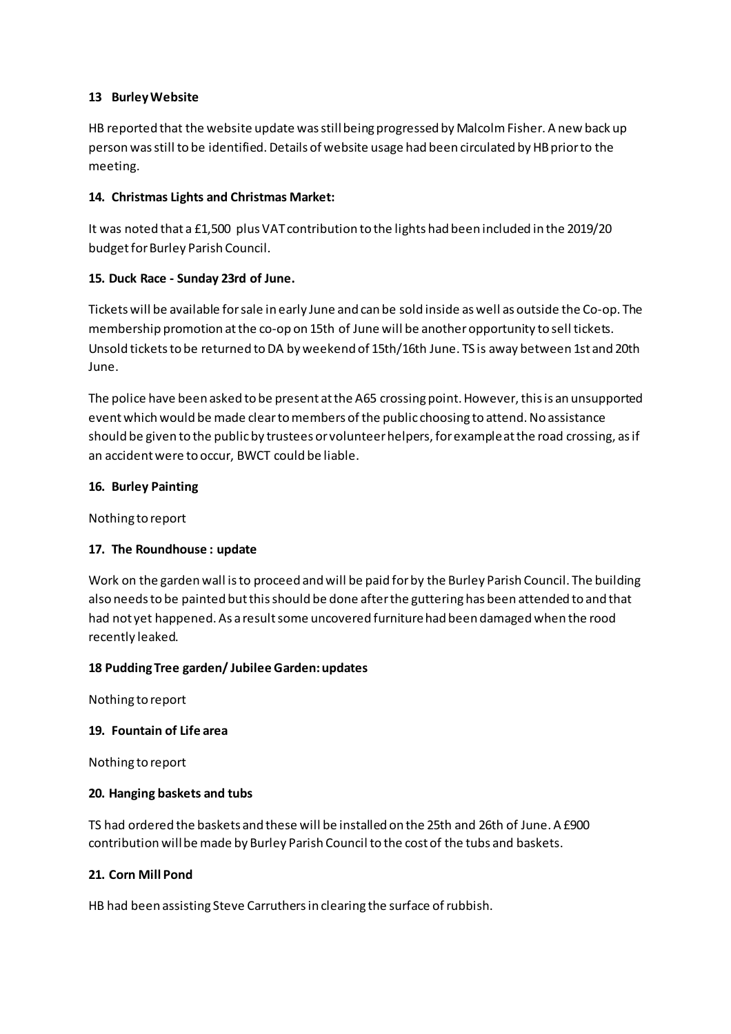### 13 Burley Website

HB reported that the website update was still being progressed by Malcolm Fisher. A new back up person was still to be identified. Details of website usage had been circulated by HB prior to the meeting.

### 14. Christmas Lights and Christmas Market:

It was noted that a £1,500 plus VAT contribution to the lights had been included in the 2019/20 budget for Burley Parish Council.

### 15. Duck Race - Sunday 23rd of June.

Tickets will be available for sale in early June and can be sold inside as well as outside the Co-op. The membership promotion at the co-op on 15th of June will be another opportunity to sell tickets. Unsold tickets to be returned to DA by weekend of 15th/16th June. TS is away between 1st and 20th June.

The police have been asked to be present at the A65 crossing point. However, this is an unsupported event which would be made clear to members of the public choosing to attend. No assistance should be given to the public by trustees or volunteer helpers, for example at the road crossing, as if an accident were to occur, BWCT could be liable.

### 16. Burley Painting

Nothing to report

### 17. The Roundhouse : update

Work on the garden wall is to proceed and will be paid for by the Burley Parish Council. The building also needs to be painted but this should be done after the guttering has been attended to and that had not yet happened. As a result some uncovered furniture had been damaged when the rood recently leaked.

### 18 Pudding Tree garden/ Jubilee Garden: updates

Nothing to report

### 19. Fountain of Life area

Nothing to report

### 20. Hanging baskets and tubs

TS had ordered the baskets and these will be installed on the 25th and 26th of June. A £900 contribution will be made by Burley Parish Council to the cost of the tubs and baskets.

### 21. Corn Mill Pond

HB had been assisting Steve Carruthers in clearing the surface of rubbish.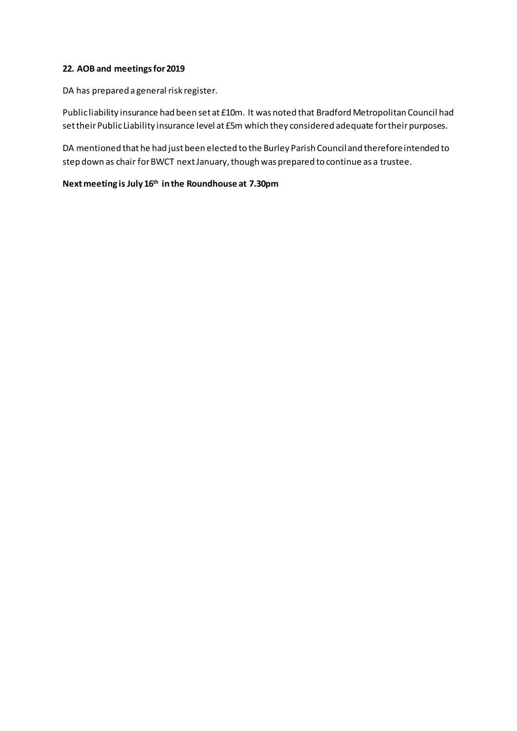**22. AOB and meetings for 2019**

DA has prepared a general risk register.

Public liability insurance had been set at £10m. It was noted that Bradford Metropolitan Council had set their Public Liability insurance level at £5m which they considered adequate for their purposes.

DA mentioned that he had just been elected to the Burley Parish Council and therefore intended to step down as chair for BWCT next January, though was prepared to continue as a trustee.

**Next meeting is July 16th in the Roundhouse at 7.30pm**